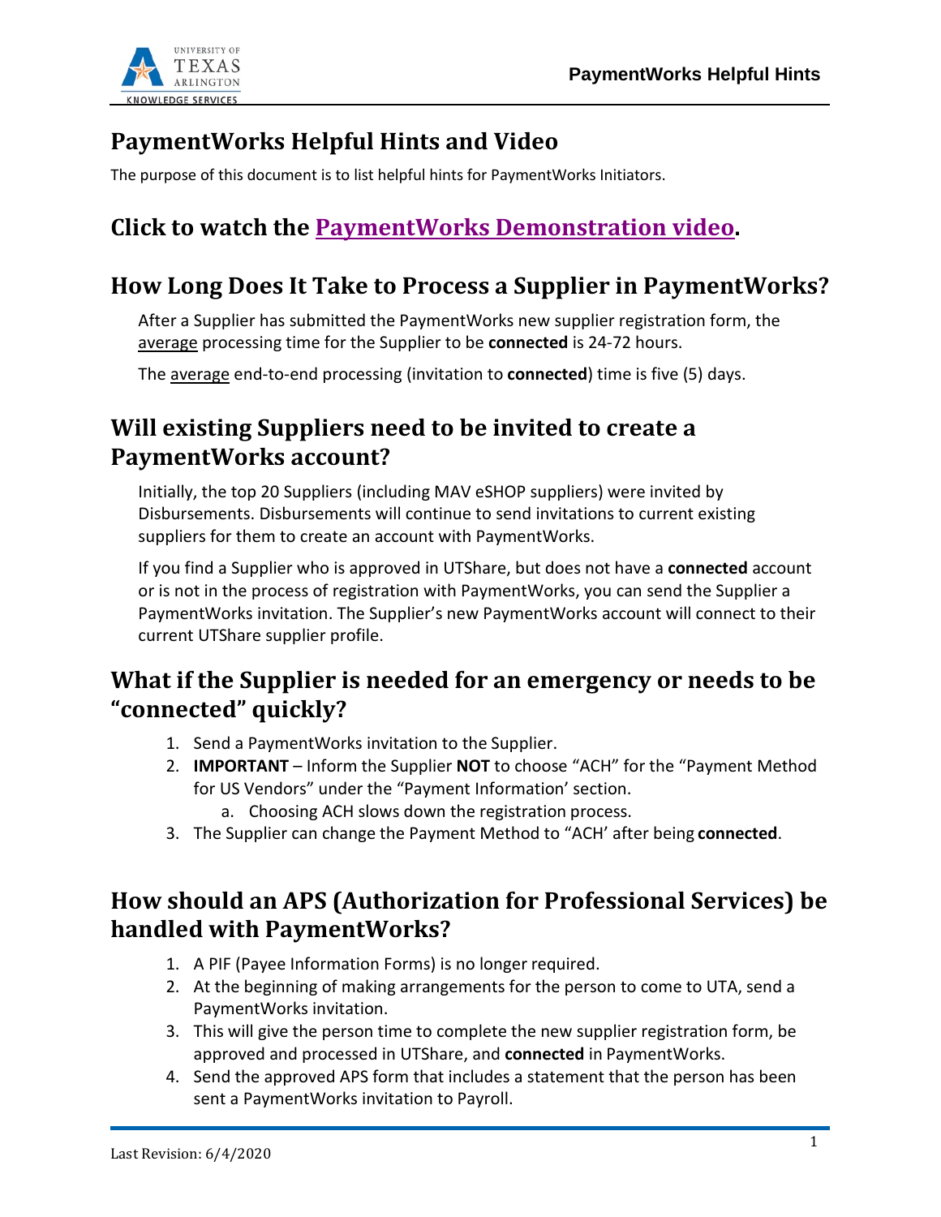# PaymentWorks Helpful Hints and Video

The purpose of this document is to list helpful hints for PaymentWorks Initiators.

## Click to watch the [PaymentWorks Demonstration video](#).

## How Long Does It Take to Process a Supplier in PaymentWorks?

After a Supplier has submitted the PaymentWorks new supplier registration form, the <u>average</u> processing time for the Supplier to be **connected** is 24-72 hours.

The <u>average</u> end-to-end processing (invitation to **connected**) time is five (5) days.

## Will existing Suppliers need to be invited to create a PaymentWorks account?

Initially, the top 20 Suppliers (including MAV eSHOP suppliers) were invited by Disbursements. Disbursements will continue to send invitations to current existing suppliers for them to create an account with PaymentWorks.

If you find a Supplier who is approved in UTShare, but does not have a **connected** account or is not in the process of registration with PaymentWorks, you can send the Supplier a PaymentWorks invitation. The Supplier's new PaymentWorks account will connect to their current UTShare supplier profile.

## What if the Supplier is needed for an emergency or needs to be "connected" quickly?

1. Send a PaymentWorks invitation to the Supplier.
2. **IMPORTANT** – Inform the Supplier **NOT** to choose "ACH" for the "Payment Method for US Vendors" under the "Payment Information' section.
   a. Choosing ACH slows down the registration process.
3. The Supplier can change the Payment Method to "ACH' after being **connected**.

## How should an APS (Authorization for Professional Services) be handled with PaymentWorks?

1. A PIF (Payee Information Forms) is no longer required.
2. At the beginning of making arrangements for the person to come to UTA, send a PaymentWorks invitation.
3. This will give the person time to complete the new supplier registration form, be approved and processed in UTShare, and **connected** in PaymentWorks.
4. Send the approved APS form that includes a statement that the person has been sent a PaymentWorks invitation to Payroll.

Last Revision: 6/4/2020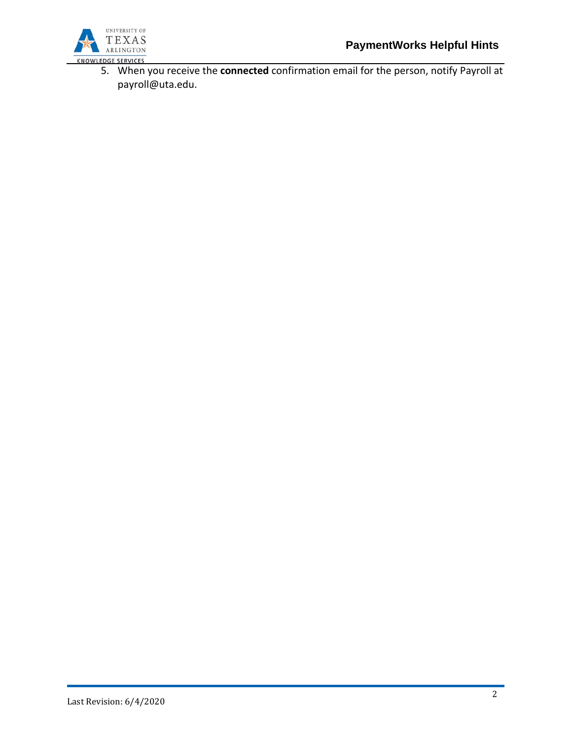5. When you receive the **connected** confirmation email for the person, notify Payroll at payroll@uta.edu.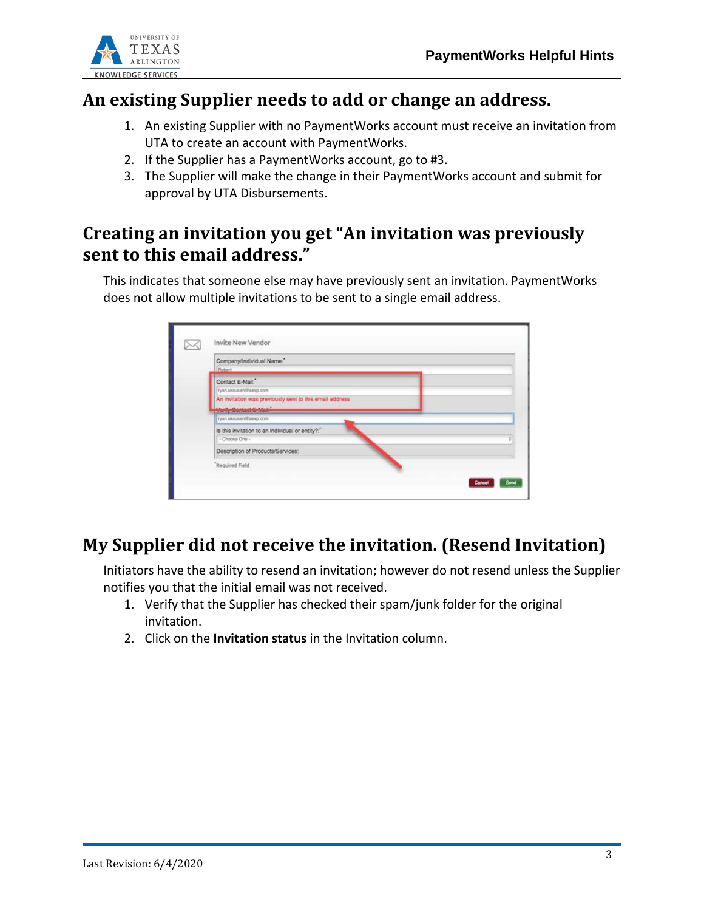## An existing Supplier needs to add or change an address.

1. An existing Supplier with no PaymentWorks account must receive an invitation from UTA to create an account with PaymentWorks.
2. If the Supplier has a PaymentWorks account, go to #3.
3. The Supplier will make the change in their PaymentWorks account and submit for approval by UTA Disbursements.

## Creating an invitation you get "An invitation was previously sent to this email address."

This indicates that someone else may have previously sent an invitation. PaymentWorks does not allow multiple invitations to be sent to a single email address.

## My Supplier did not receive the invitation. (Resend Invitation)

Initiators have the ability to resend an invitation; however do not resend unless the Supplier notifies you that the initial email was not received.

1. Verify that the Supplier has checked their spam/junk folder for the original invitation.
2. Click on the **Invitation status** in the Invitation column.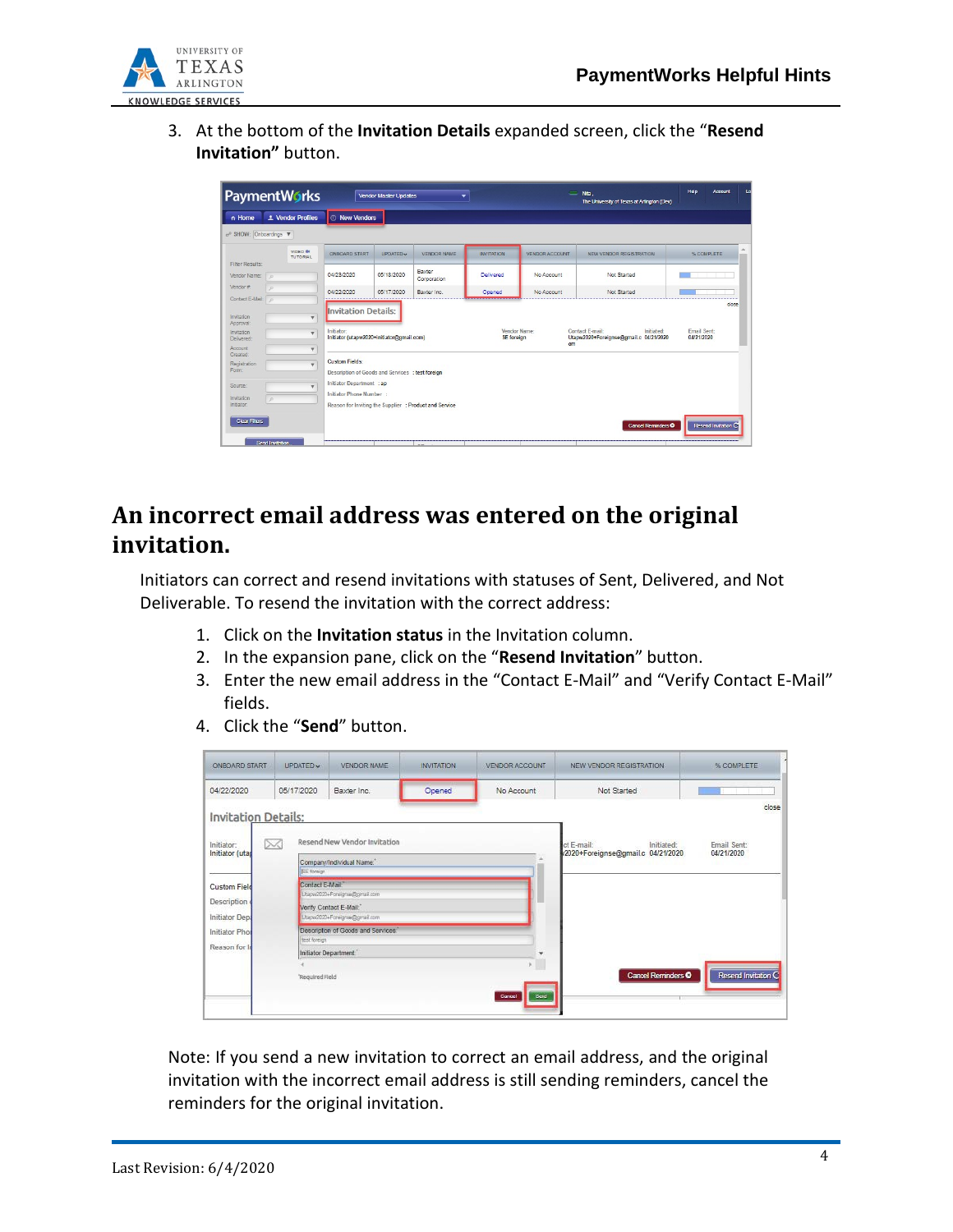3. At the bottom of the **Invitation Details** expanded screen, click the "**Resend Invitation"** button.

## An incorrect email address was entered on the original invitation.

Initiators can correct and resend invitations with statuses of Sent, Delivered, and Not Deliverable. To resend the invitation with the correct address:

1. Click on the **Invitation status** in the Invitation column.
2. In the expansion pane, click on the "**Resend Invitation**" button.
3. Enter the new email address in the "Contact E-Mail" and "Verify Contact E-Mail" fields.
4. Click the "**Send**" button.

Note: If you send a new invitation to correct an email address, and the original invitation with the incorrect email address is still sending reminders, cancel the reminders for the original invitation.

Last Revision: 6/4/2020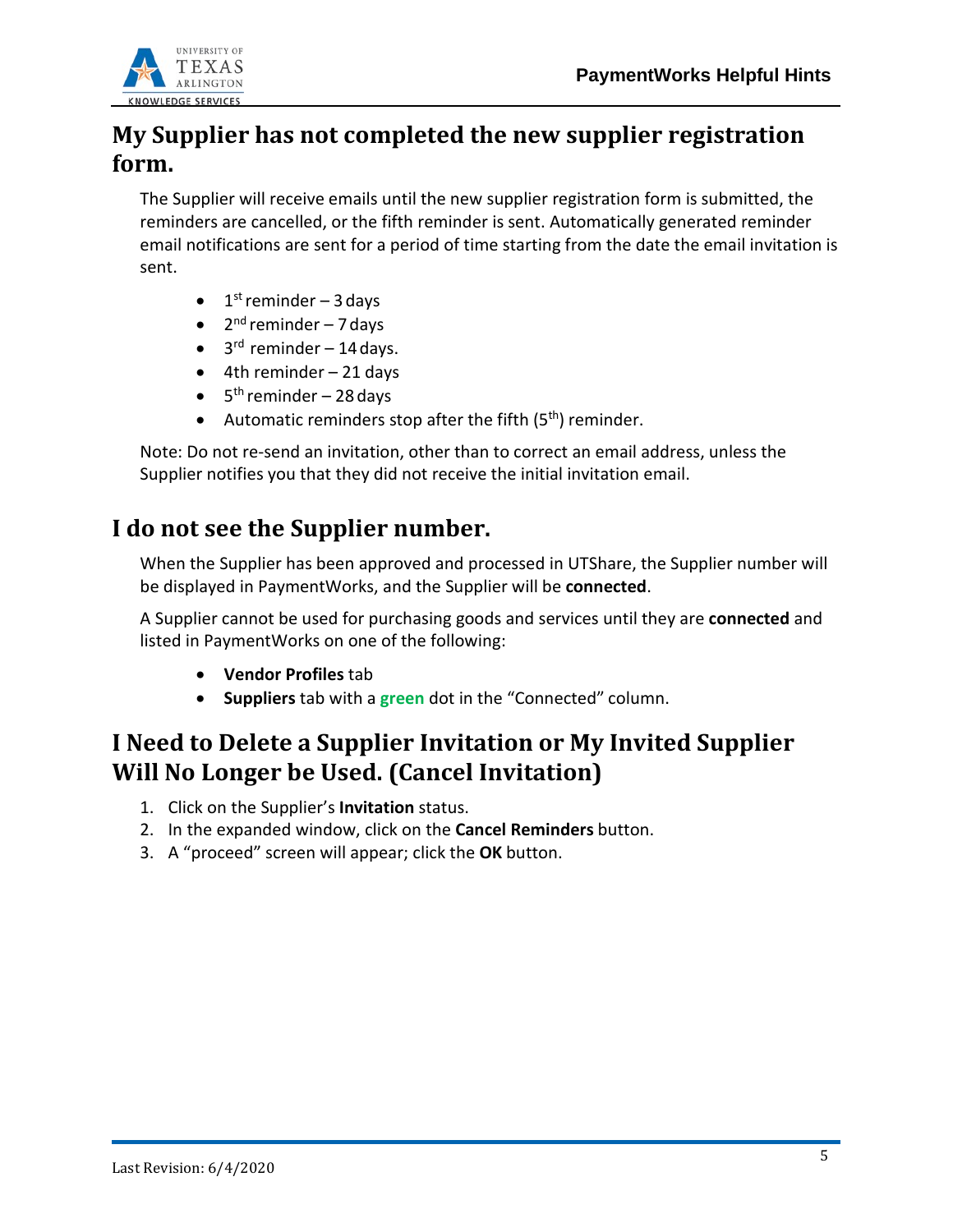## My Supplier has not completed the new supplier registration form.

The Supplier will receive emails until the new supplier registration form is submitted, the reminders are cancelled, or the fifth reminder is sent. Automatically generated reminder email notifications are sent for a period of time starting from the date the email invitation is sent.

- 1st reminder – 3 days
- 2nd reminder – 7 days
- 3rd reminder – 14 days.
- 4th reminder – 21 days
- 5th reminder – 28 days
- Automatic reminders stop after the fifth (5th) reminder.

Note: Do not re-send an invitation, other than to correct an email address, unless the Supplier notifies you that they did not receive the initial invitation email.

## I do not see the Supplier number.

When the Supplier has been approved and processed in UTShare, the Supplier number will be displayed in PaymentWorks, and the Supplier will be **connected**.

A Supplier cannot be used for purchasing goods and services until they are **connected** and listed in PaymentWorks on one of the following:

- **Vendor Profiles** tab
- **Suppliers** tab with a **green** dot in the "Connected" column.

## I Need to Delete a Supplier Invitation or My Invited Supplier Will No Longer be Used. (Cancel Invitation)

1. Click on the Supplier's **Invitation** status.
2. In the expanded window, click on the **Cancel Reminders** button.
3. A "proceed" screen will appear; click the **OK** button.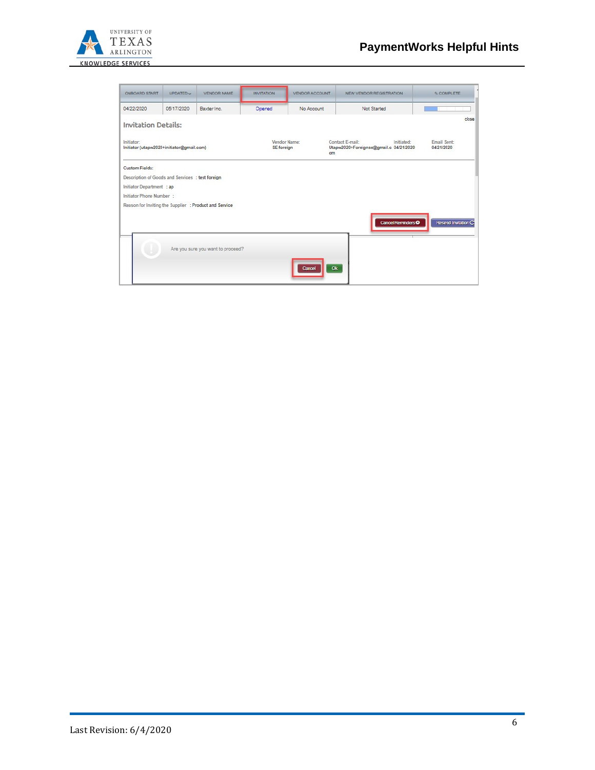| ONBOARD START | UPDATED | VENDOR NAME | INVITATION | VENDOR ACCOUNT | NEW VENDOR REGISTRATION | % COMPLETE |
|---|---|---|---|---|---|---|
| 04/22/2020 | 05/17/2020 | Baxter Inc. | Opened | No Account | Not Started | |

close

**Invitation Details:**

Initiator:
Initiator (utapw2020+initiator@gmail.com)

Vendor Name:
SE foreign

Contact E-mail:
Utapw2020+Foreignse@gmail.com

Initiated:
04/21/2020

Email Sent:
04/21/2020

Custom Fields:

Description of Goods and Services : test foreign

Initiator Department : ap

Initiator Phone Number :

Reason for Inviting the Supplier : Product and Service

Cancel Reminders

Resend Invitation

Are you sure you want to proceed?

Cancel

Ok